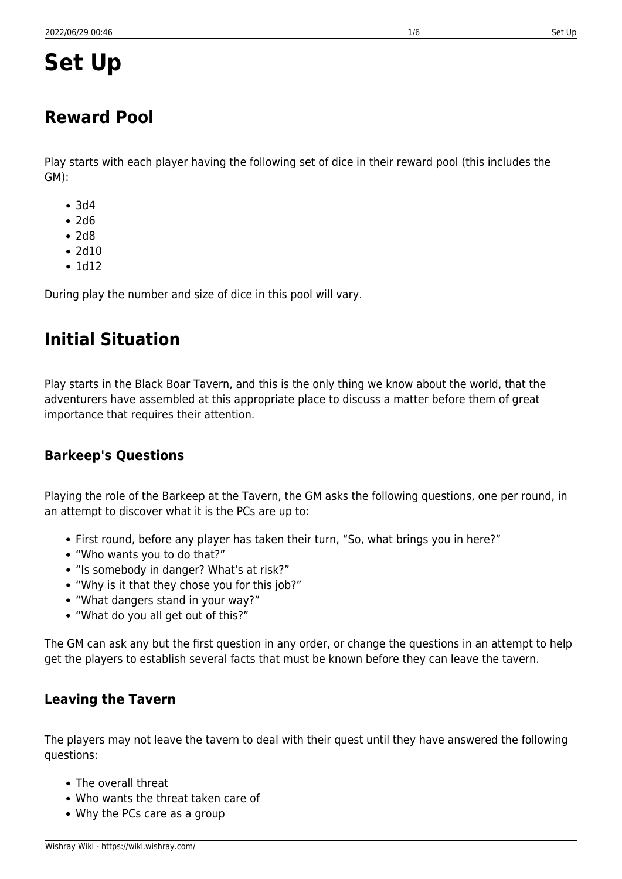# Set Up

## Reward Pool

Play starts with each player having the following set of dice in their reward pool (this includes the GM):

- 3d4
- 2d6
- 2d8
- 2d10
- 1d12

During play the number and size of dice in this pool will vary.

## Initial Situation

Play starts in the Black Boar Tavern, and this is the only thing we know about the world, that the adventurers have assembled at this appropriate place to discuss a matter before them of great importance that requires their attention.

### Barkeep's Questions

Playing the role of the Barkeep at the Tavern, the GM asks the following questions, one per round, in an attempt to discover what it is the PCs are up to:

- First round, before any player has taken their turn, “So, what brings you in here?”
- “Who wants you to do that?”
- “Is somebody in danger? What's at risk?”
- “Why is it that they chose you for this job?”
- “What dangers stand in your way?”
- “What do you all get out of this?”

The GM can ask any but the first question in any order, or change the questions in an attempt to help get the players to establish several facts that must be known before they can leave the tavern.

### Leaving the Tavern

The players may not leave the tavern to deal with their quest until they have answered the following questions:

- The overall threat
- Who wants the threat taken care of
- Why the PCs care as a group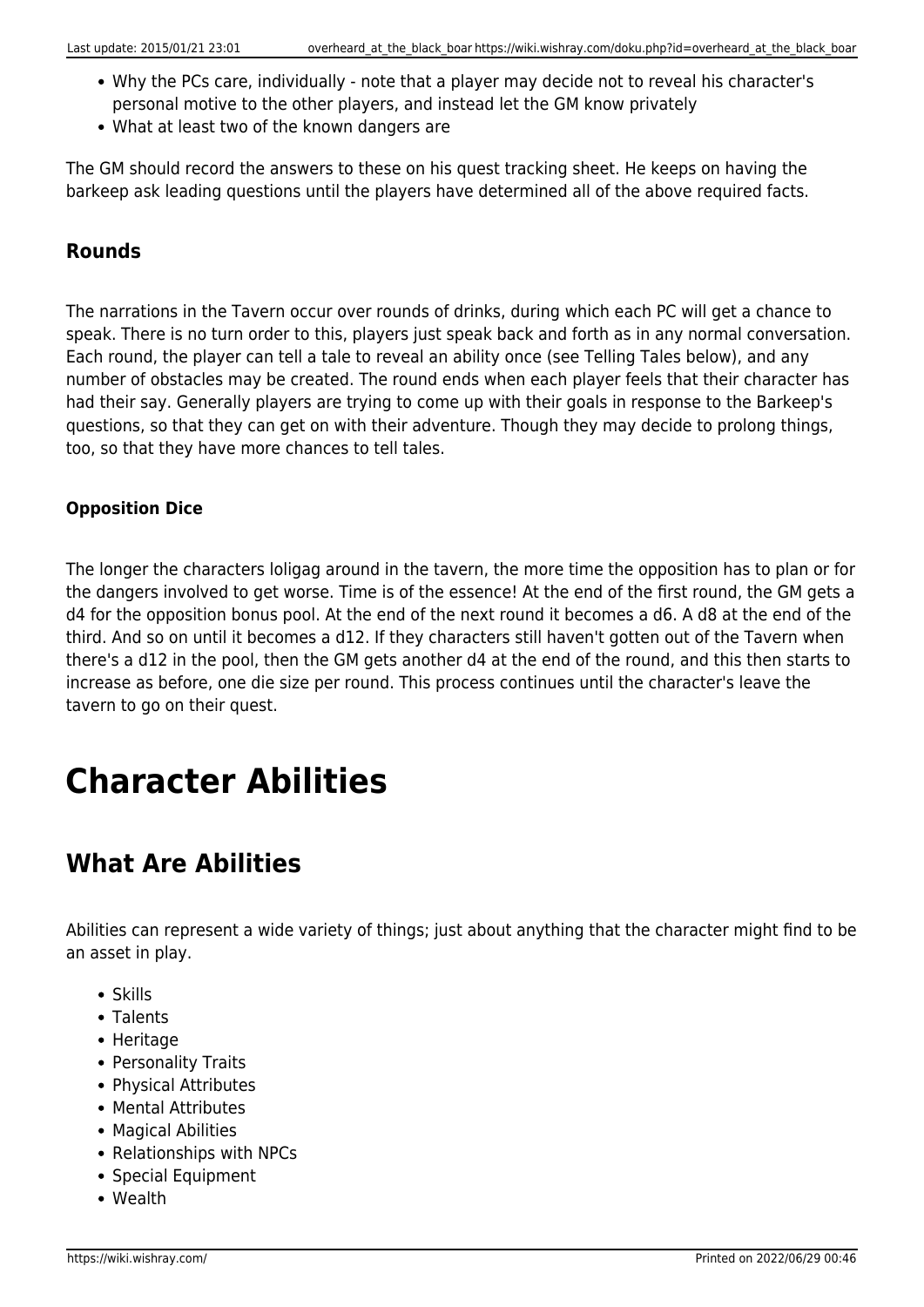- Why the PCs care, individually - note that a player may decide not to reveal his character's personal motive to the other players, and instead let the GM know privately
- What at least two of the known dangers are

The GM should record the answers to these on his quest tracking sheet. He keeps on having the barkeep ask leading questions until the players have determined all of the above required facts.

### Rounds

The narrations in the Tavern occur over rounds of drinks, during which each PC will get a chance to speak. There is no turn order to this, players just speak back and forth as in any normal conversation. Each round, the player can tell a tale to reveal an ability once (see Telling Tales below), and any number of obstacles may be created. The round ends when each player feels that their character has had their say. Generally players are trying to come up with their goals in response to the Barkeep's questions, so that they can get on with their adventure. Though they may decide to prolong things, too, so that they have more chances to tell tales.

#### Opposition Dice

The longer the characters loligag around in the tavern, the more time the opposition has to plan or for the dangers involved to get worse. Time is of the essence! At the end of the first round, the GM gets a d4 for the opposition bonus pool. At the end of the next round it becomes a d6. A d8 at the end of the third. And so on until it becomes a d12. If they characters still haven't gotten out of the Tavern when there's a d12 in the pool, then the GM gets another d4 at the end of the round, and this then starts to increase as before, one die size per round. This process continues until the character's leave the tavern to go on their quest.

# Character Abilities

## What Are Abilities

Abilities can represent a wide variety of things; just about anything that the character might find to be an asset in play.

- Skills
- Talents
- Heritage
- Personality Traits
- Physical Attributes
- Mental Attributes
- Magical Abilities
- Relationships with NPCs
- Special Equipment
- Wealth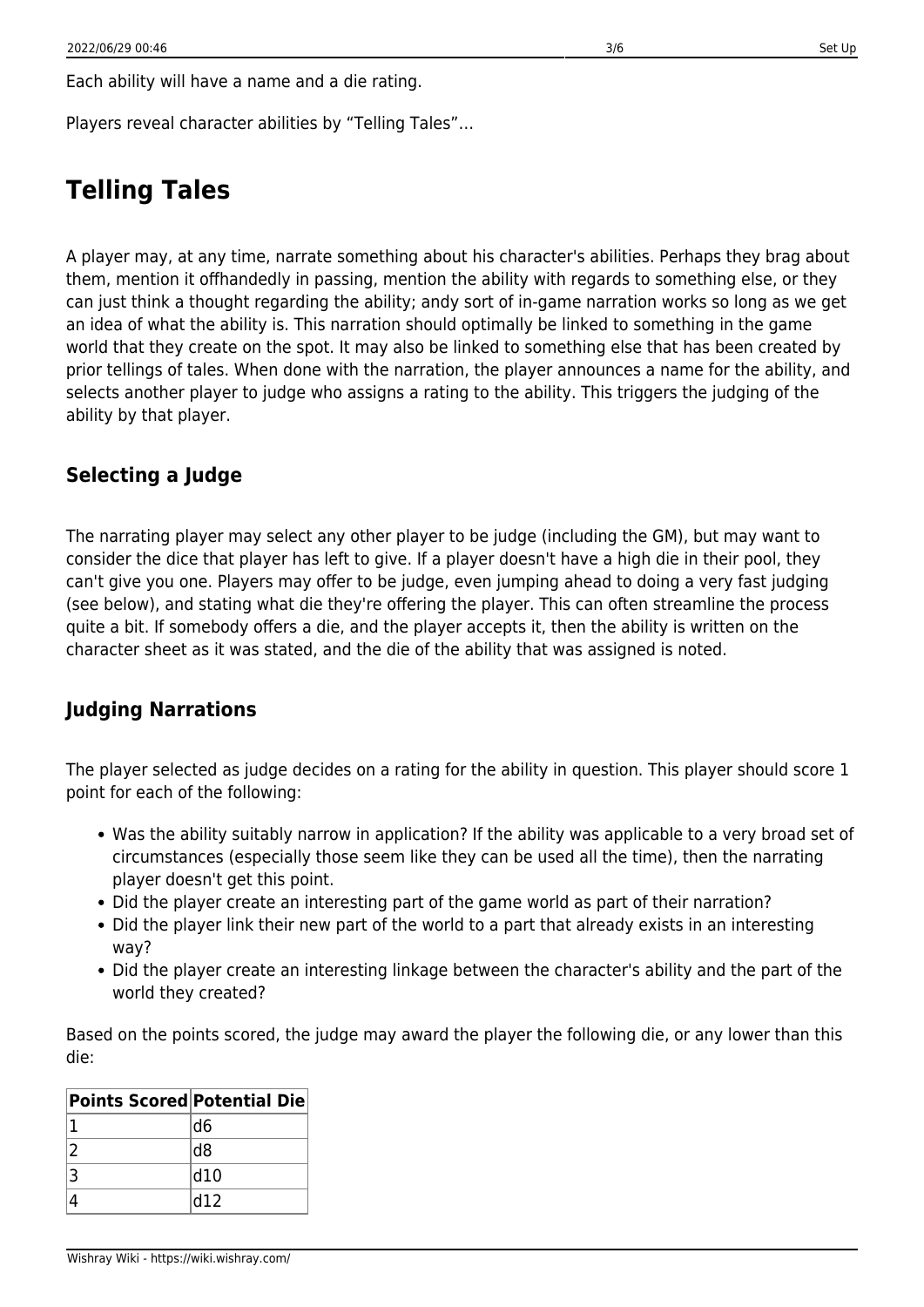Each ability will have a name and a die rating.

Players reveal character abilities by “Telling Tales”…

# Telling Tales

A player may, at any time, narrate something about his character's abilities. Perhaps they brag about them, mention it offhandedly in passing, mention the ability with regards to something else, or they can just think a thought regarding the ability; andy sort of in-game narration works so long as we get an idea of what the ability is. This narration should optimally be linked to something in the game world that they create on the spot. It may also be linked to something else that has been created by prior tellings of tales. When done with the narration, the player announces a name for the ability, and selects another player to judge who assigns a rating to the ability. This triggers the judging of the ability by that player.

## Selecting a Judge

The narrating player may select any other player to be judge (including the GM), but may want to consider the dice that player has left to give. If a player doesn't have a high die in their pool, they can't give you one. Players may offer to be judge, even jumping ahead to doing a very fast judging (see below), and stating what die they're offering the player. This can often streamline the process quite a bit. If somebody offers a die, and the player accepts it, then the ability is written on the character sheet as it was stated, and the die of the ability that was assigned is noted.

## Judging Narrations

The player selected as judge decides on a rating for the ability in question. This player should score 1 point for each of the following:

- Was the ability suitably narrow in application? If the ability was applicable to a very broad set of circumstances (especially those seem like they can be used all the time), then the narrating player doesn't get this point.
- Did the player create an interesting part of the game world as part of their narration?
- Did the player link their new part of the world to a part that already exists in an interesting way?
- Did the player create an interesting linkage between the character's ability and the part of the world they created?

Based on the points scored, the judge may award the player the following die, or any lower than this die:

| Points Scored | Potential Die |
|---|---|
| 1 | d6 |
| 2 | d8 |
| 3 | d10 |
| 4 | d12 |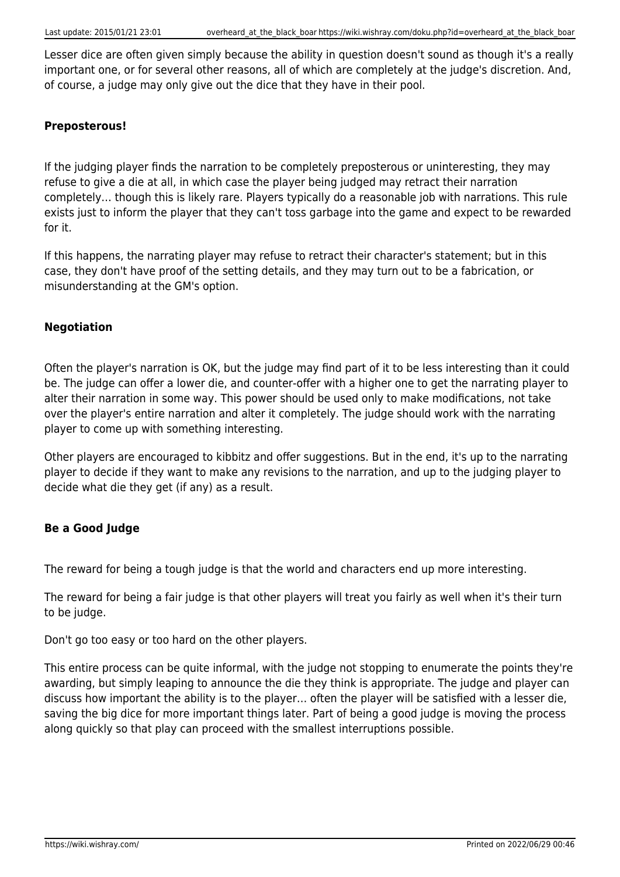Lesser dice are often given simply because the ability in question doesn't sound as though it's a really important one, or for several other reasons, all of which are completely at the judge's discretion. And, of course, a judge may only give out the dice that they have in their pool.

#### Preposterous!

If the judging player finds the narration to be completely preposterous or uninteresting, they may refuse to give a die at all, in which case the player being judged may retract their narration completely… though this is likely rare. Players typically do a reasonable job with narrations. This rule exists just to inform the player that they can't toss garbage into the game and expect to be rewarded for it.

If this happens, the narrating player may refuse to retract their character's statement; but in this case, they don't have proof of the setting details, and they may turn out to be a fabrication, or misunderstanding at the GM's option.

#### Negotiation

Often the player's narration is OK, but the judge may find part of it to be less interesting than it could be. The judge can offer a lower die, and counter-offer with a higher one to get the narrating player to alter their narration in some way. This power should be used only to make modifications, not take over the player's entire narration and alter it completely. The judge should work with the narrating player to come up with something interesting.

Other players are encouraged to kibbitz and offer suggestions. But in the end, it's up to the narrating player to decide if they want to make any revisions to the narration, and up to the judging player to decide what die they get (if any) as a result.

#### Be a Good Judge

The reward for being a tough judge is that the world and characters end up more interesting.

The reward for being a fair judge is that other players will treat you fairly as well when it's their turn to be judge.

Don't go too easy or too hard on the other players.

This entire process can be quite informal, with the judge not stopping to enumerate the points they're awarding, but simply leaping to announce the die they think is appropriate. The judge and player can discuss how important the ability is to the player… often the player will be satisfied with a lesser die, saving the big dice for more important things later. Part of being a good judge is moving the process along quickly so that play can proceed with the smallest interruptions possible.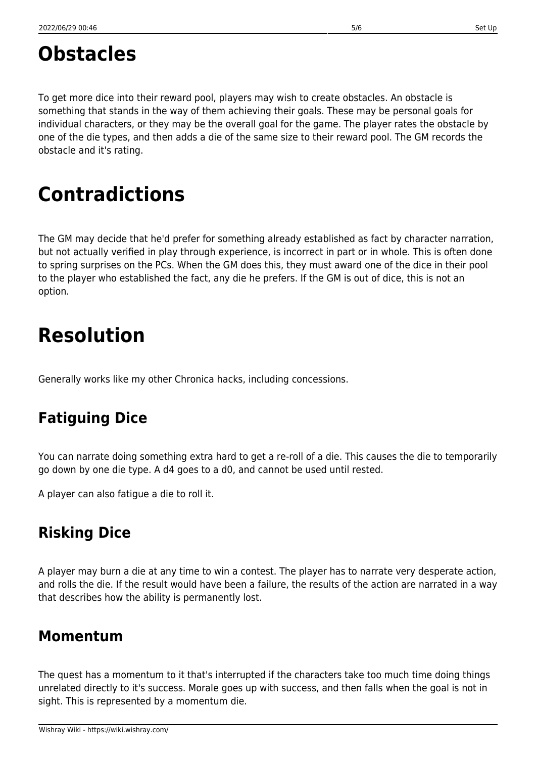# Obstacles

To get more dice into their reward pool, players may wish to create obstacles. An obstacle is something that stands in the way of them achieving their goals. These may be personal goals for individual characters, or they may be the overall goal for the game. The player rates the obstacle by one of the die types, and then adds a die of the same size to their reward pool. The GM records the obstacle and it's rating.

# Contradictions

The GM may decide that he'd prefer for something already established as fact by character narration, but not actually verified in play through experience, is incorrect in part or in whole. This is often done to spring surprises on the PCs. When the GM does this, they must award one of the dice in their pool to the player who established the fact, any die he prefers. If the GM is out of dice, this is not an option.

# Resolution

Generally works like my other Chronica hacks, including concessions.

## Fatiguing Dice

You can narrate doing something extra hard to get a re-roll of a die. This causes the die to temporarily go down by one die type. A d4 goes to a d0, and cannot be used until rested.

A player can also fatigue a die to roll it.

## Risking Dice

A player may burn a die at any time to win a contest. The player has to narrate very desperate action, and rolls the die. If the result would have been a failure, the results of the action are narrated in a way that describes how the ability is permanently lost.

## Momentum

The quest has a momentum to it that's interrupted if the characters take too much time doing things unrelated directly to it's success. Morale goes up with success, and then falls when the goal is not in sight. This is represented by a momentum die.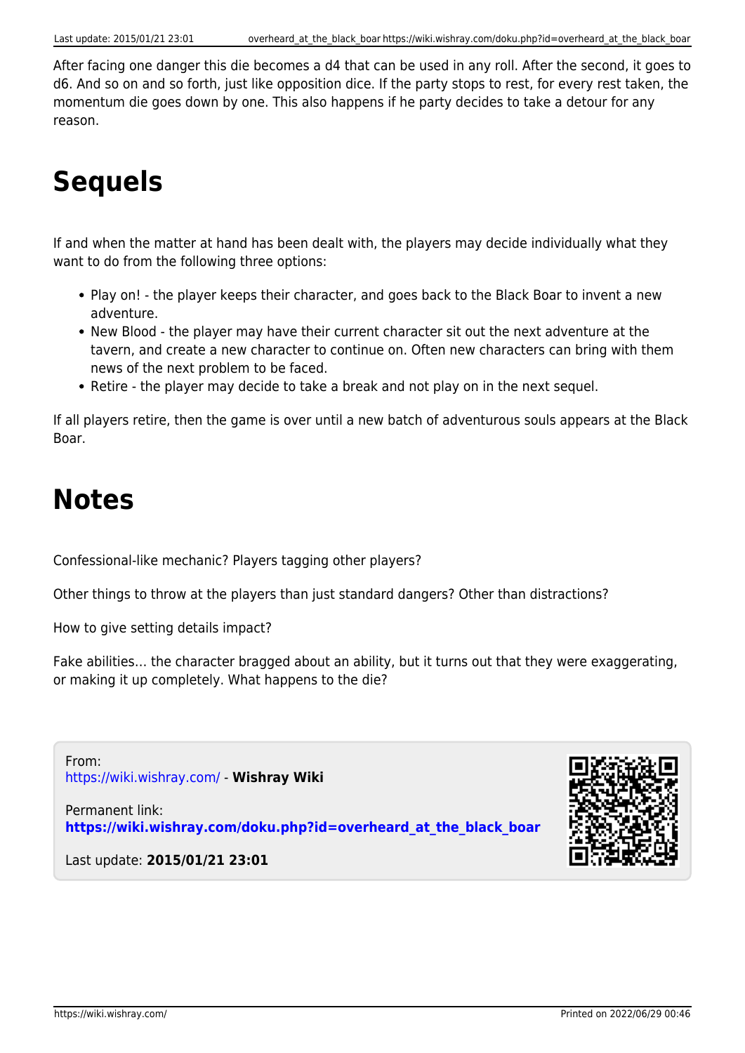After facing one danger this die becomes a d4 that can be used in any roll. After the second, it goes to d6. And so on and so forth, just like opposition dice. If the party stops to rest, for every rest taken, the momentum die goes down by one. This also happens if he party decides to take a detour for any reason.

# Sequels

If and when the matter at hand has been dealt with, the players may decide individually what they want to do from the following three options:

- Play on! - the player keeps their character, and goes back to the Black Boar to invent a new adventure.
- New Blood - the player may have their current character sit out the next adventure at the tavern, and create a new character to continue on. Often new characters can bring with them news of the next problem to be faced.
- Retire - the player may decide to take a break and not play on in the next sequel.

If all players retire, then the game is over until a new batch of adventurous souls appears at the Black Boar.

# Notes

Confessional-like mechanic? Players tagging other players?

Other things to throw at the players than just standard dangers? Other than distractions?

How to give setting details impact?

Fake abilities… the character bragged about an ability, but it turns out that they were exaggerating, or making it up completely. What happens to the die?

From:
https://wiki.wishray.com/ - **Wishray Wiki**

Permanent link:
**https://wiki.wishray.com/doku.php?id=overheard_at_the_black_boar**

Last update: **2015/01/21 23:01**